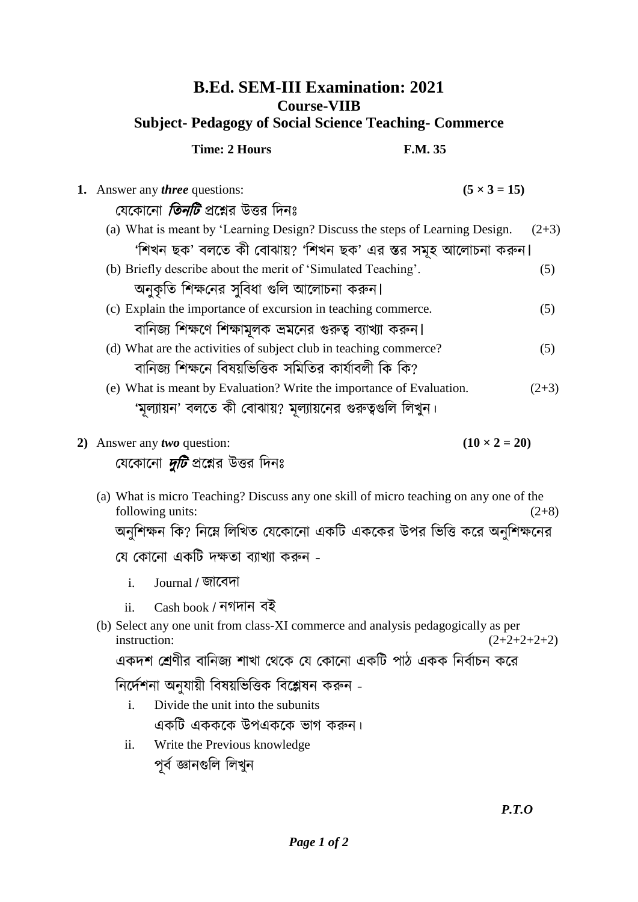# B.Ed. SEM-III Examination: 2021

## Course-VIIB

## Subject- Pedagogy of Social Science Teaching- Commerce

**Time: 2 Hours** **F.M. 35**

**1.** Answer any ***three*** questions: **(5 × 3 = 15)**

যেকোনো ***তিনটি*** প্রশ্নের উত্তর দিনঃ

(a) What is meant by 'Learning Design? Discuss the steps of Learning Design. (2+3)

'শিখন ছক' বলতে কী বোঝায়? 'শিখন ছক' এর স্তর সমূহ আলোচনা করুন।

(b) Briefly describe about the merit of 'Simulated Teaching'. (5)

অনুকৃতি শিক্ষনের সুবিধা গুলি আলোচনা করুন।

(c) Explain the importance of excursion in teaching commerce. (5)

বানিজ্য শিক্ষণে শিক্ষামূলক ভ্রমনের গুরুত্ব ব্যাখ্যা করুন।

(d) What are the activities of subject club in teaching commerce? (5)

বানিজ্য শিক্ষনে বিষয়ভিত্তিক সমিতির কার্যাবলী কি কি?

(e) What is meant by Evaluation? Write the importance of Evaluation. (2+3)

'মূল্যায়ন' বলতে কী বোঝায়? মূল্যায়নের গুরুত্বগুলি লিখুন।

**2)** Answer any ***two*** question: **(10 × 2 = 20)**

যেকোনো ***দুটি*** প্রশ্নের উত্তর দিনঃ

(a) What is micro Teaching? Discuss any one skill of micro teaching on any one of the following units: (2+8)

অনুশিক্ষন কি? নিম্নে লিখিত যেকোনো একটি এককের উপর ভিত্তি করে অনুশিক্ষনের যে কোনো একটি দক্ষতা ব্যাখ্যা করুন -

i. Journal / জাবেদা

ii. Cash book / নগদান বই

(b) Select any one unit from class-XI commerce and analysis pedagogically as per instruction: (2+2+2+2+2)

একদশ শ্রেণীর বানিজ্য শাখা থেকে যে কোনো একটি পাঠ একক নির্বাচন করে নির্দেশনা অনুযায়ী বিষয়ভিত্তিক বিশ্লেষন করুন -

i. Divide the unit into the subunits

একটি একককে উপএককে ভাগ করুন।

ii. Write the Previous knowledge

পূর্ব জ্ঞানগুলি লিখুন

*P.T.O*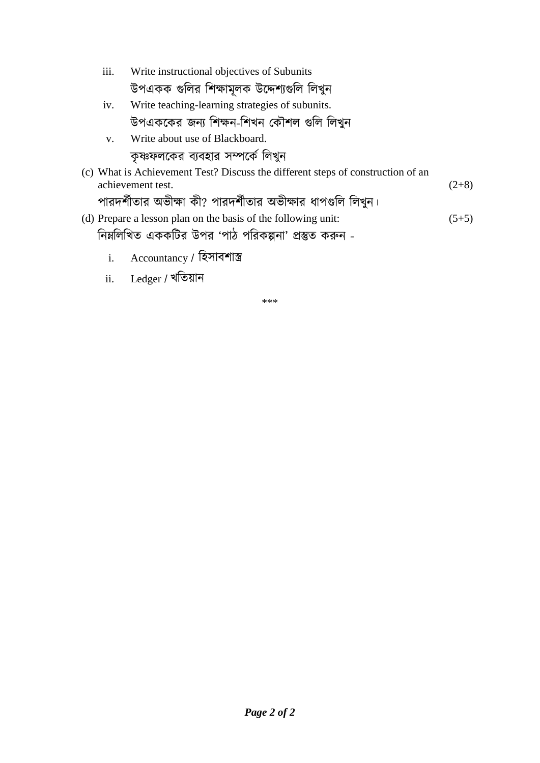iii. Write instructional objectives of Subunits
  উপএকক গুলির শিক্ষামূলক উদ্দেশ্যগুলি লিখুন

iv. Write teaching-learning strategies of subunits.
  উপএককের জন্য শিক্ষন-শিখন কৌশল গুলি লিখুন

v. Write about use of Blackboard.
  কৃষ্ণফলকের ব্যবহার সম্পর্কে লিখুন

(c) What is Achievement Test? Discuss the different steps of construction of an achievement test. (2+8)

পারদর্শীতার অভীক্ষা কী? পারদর্শীতার অভীক্ষার ধাপগুলি লিখুন।

(d) Prepare a lesson plan on the basis of the following unit: (5+5)

নিম্নলিখিত এককটির উপর 'পাঠ পরিকল্পনা' প্রস্তুত করুন -

i. Accountancy / হিসাবশাস্ত্র

ii. Ledger / খতিয়ান

***